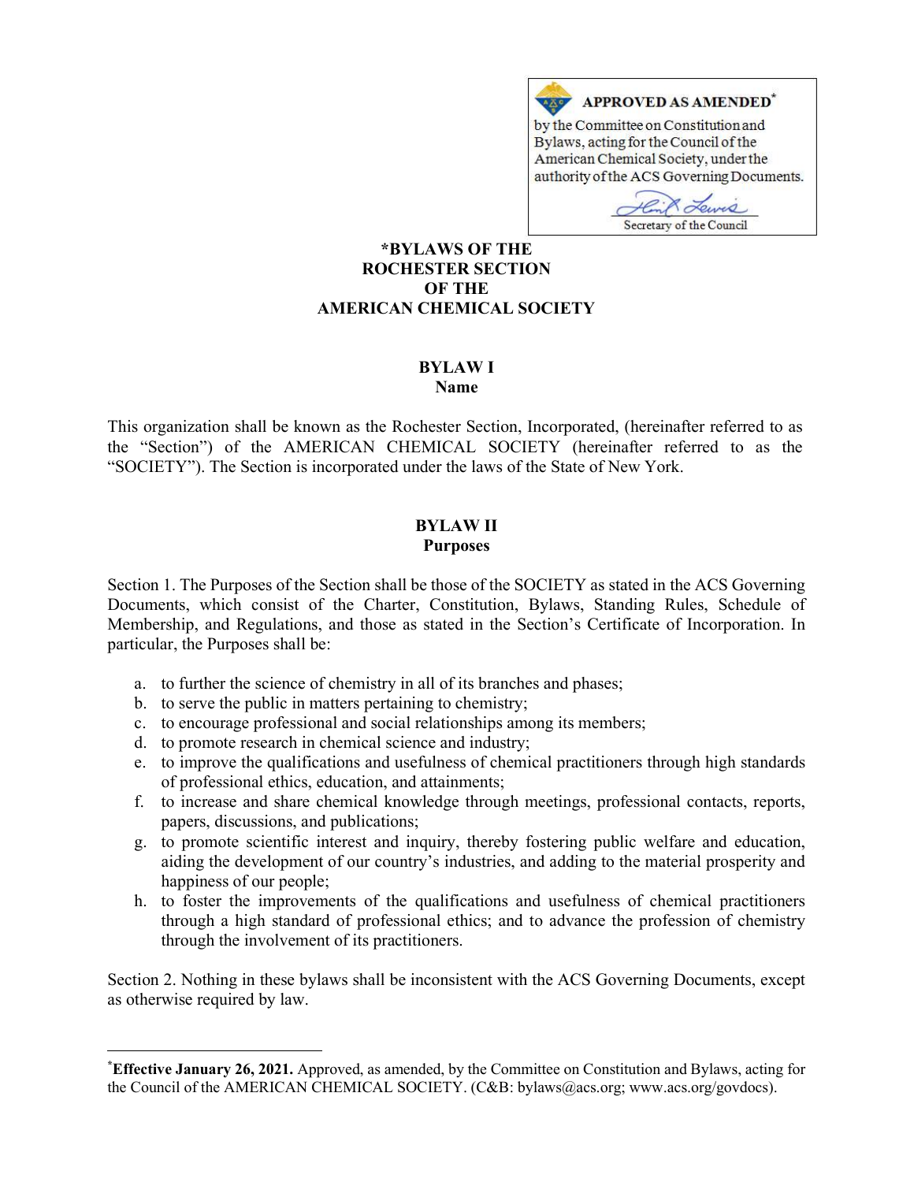**APPROVED AS AMENDED***

by the Committee on Constitution and Bylaws, acting for the Council of the American Chemical Society, under the authority of the ACS Governing Documents.

Secretary of the Council

# *BYLAWS OF THE ROCHESTER SECTION OF THE AMERICAN CHEMICAL SOCIETY

## BYLAW I
## Name

This organization shall be known as the Rochester Section, Incorporated, (hereinafter referred to as the "Section") of the AMERICAN CHEMICAL SOCIETY (hereinafter referred to as the "SOCIETY"). The Section is incorporated under the laws of the State of New York.

## BYLAW II
## Purposes

Section 1. The Purposes of the Section shall be those of the SOCIETY as stated in the ACS Governing Documents, which consist of the Charter, Constitution, Bylaws, Standing Rules, Schedule of Membership, and Regulations, and those as stated in the Section's Certificate of Incorporation. In particular, the Purposes shall be:

a. to further the science of chemistry in all of its branches and phases;
b. to serve the public in matters pertaining to chemistry;
c. to encourage professional and social relationships among its members;
d. to promote research in chemical science and industry;
e. to improve the qualifications and usefulness of chemical practitioners through high standards of professional ethics, education, and attainments;
f. to increase and share chemical knowledge through meetings, professional contacts, reports, papers, discussions, and publications;
g. to promote scientific interest and inquiry, thereby fostering public welfare and education, aiding the development of our country's industries, and adding to the material prosperity and happiness of our people;
h. to foster the improvements of the qualifications and usefulness of chemical practitioners through a high standard of professional ethics; and to advance the profession of chemistry through the involvement of its practitioners.

Section 2. Nothing in these bylaws shall be inconsistent with the ACS Governing Documents, except as otherwise required by law.

---

***Effective January 26, 2021.** Approved, as amended, by the Committee on Constitution and Bylaws, acting for the Council of the AMERICAN CHEMICAL SOCIETY. (C&B: bylaws@acs.org; www.acs.org/govdocs).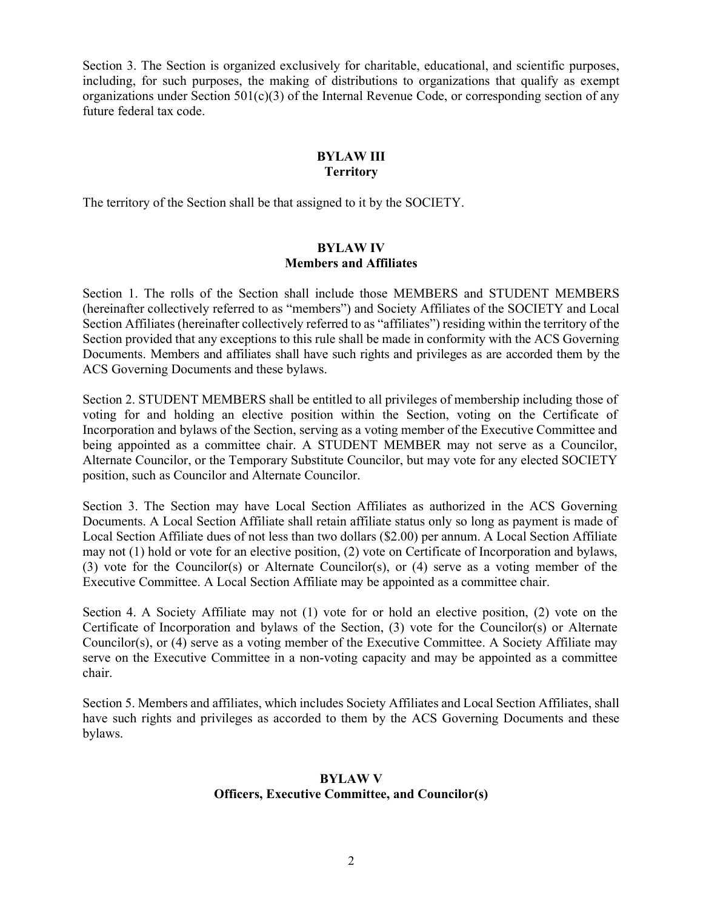Section 3. The Section is organized exclusively for charitable, educational, and scientific purposes, including, for such purposes, the making of distributions to organizations that qualify as exempt organizations under Section 501(c)(3) of the Internal Revenue Code, or corresponding section of any future federal tax code.

## BYLAW III
## Territory

The territory of the Section shall be that assigned to it by the SOCIETY.

## BYLAW IV
## Members and Affiliates

Section 1. The rolls of the Section shall include those MEMBERS and STUDENT MEMBERS (hereinafter collectively referred to as "members") and Society Affiliates of the SOCIETY and Local Section Affiliates (hereinafter collectively referred to as "affiliates") residing within the territory of the Section provided that any exceptions to this rule shall be made in conformity with the ACS Governing Documents. Members and affiliates shall have such rights and privileges as are accorded them by the ACS Governing Documents and these bylaws.

Section 2. STUDENT MEMBERS shall be entitled to all privileges of membership including those of voting for and holding an elective position within the Section, voting on the Certificate of Incorporation and bylaws of the Section, serving as a voting member of the Executive Committee and being appointed as a committee chair. A STUDENT MEMBER may not serve as a Councilor, Alternate Councilor, or the Temporary Substitute Councilor, but may vote for any elected SOCIETY position, such as Councilor and Alternate Councilor.

Section 3. The Section may have Local Section Affiliates as authorized in the ACS Governing Documents. A Local Section Affiliate shall retain affiliate status only so long as payment is made of Local Section Affiliate dues of not less than two dollars ($2.00) per annum. A Local Section Affiliate may not (1) hold or vote for an elective position, (2) vote on Certificate of Incorporation and bylaws, (3) vote for the Councilor(s) or Alternate Councilor(s), or (4) serve as a voting member of the Executive Committee. A Local Section Affiliate may be appointed as a committee chair.

Section 4. A Society Affiliate may not (1) vote for or hold an elective position, (2) vote on the Certificate of Incorporation and bylaws of the Section, (3) vote for the Councilor(s) or Alternate Councilor(s), or (4) serve as a voting member of the Executive Committee. A Society Affiliate may serve on the Executive Committee in a non-voting capacity and may be appointed as a committee chair.

Section 5. Members and affiliates, which includes Society Affiliates and Local Section Affiliates, shall have such rights and privileges as accorded to them by the ACS Governing Documents and these bylaws.

## BYLAW V
## Officers, Executive Committee, and Councilor(s)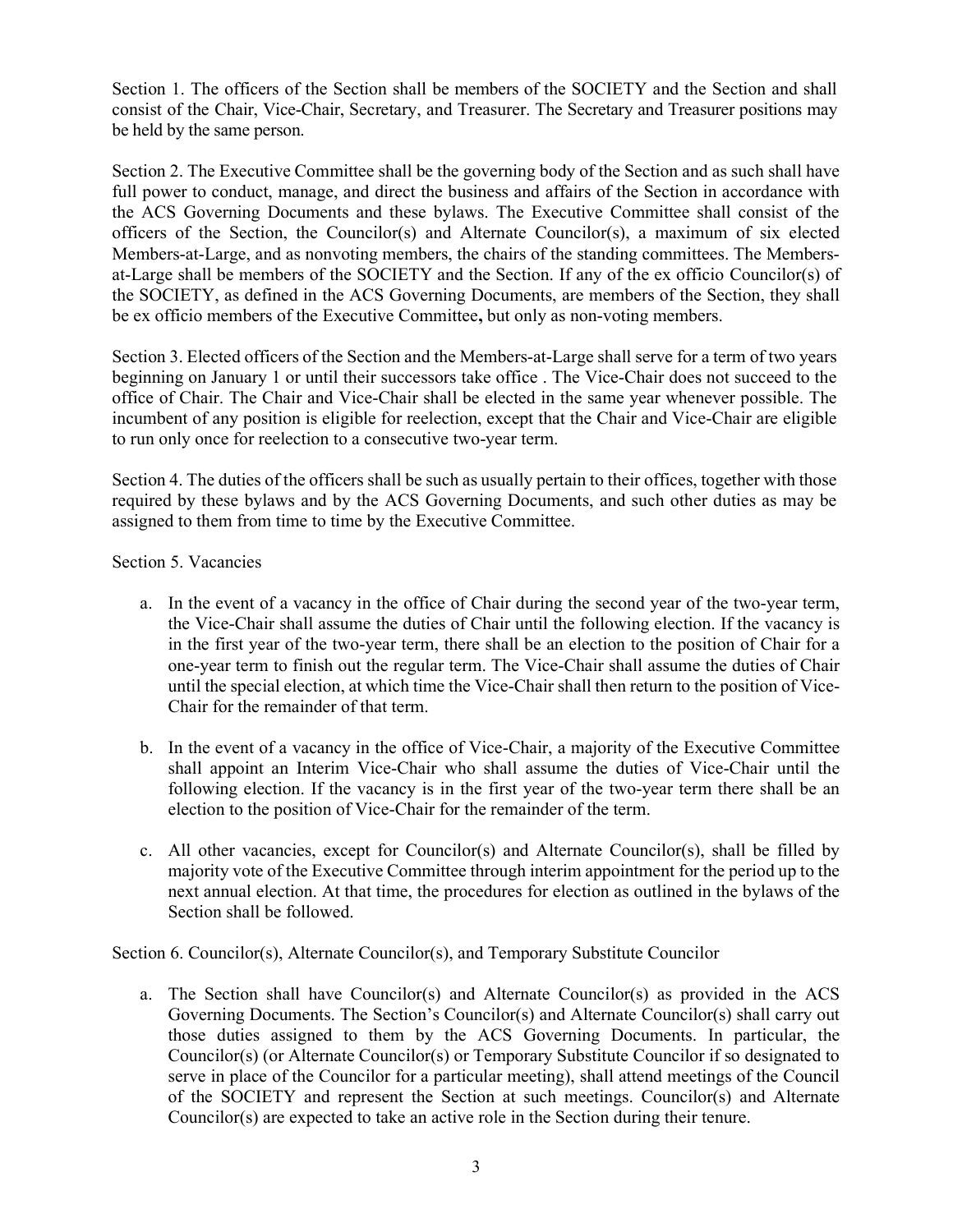Section 1. The officers of the Section shall be members of the SOCIETY and the Section and shall consist of the Chair, Vice-Chair, Secretary, and Treasurer. The Secretary and Treasurer positions may be held by the same person.

Section 2. The Executive Committee shall be the governing body of the Section and as such shall have full power to conduct, manage, and direct the business and affairs of the Section in accordance with the ACS Governing Documents and these bylaws. The Executive Committee shall consist of the officers of the Section, the Councilor(s) and Alternate Councilor(s), a maximum of six elected Members-at-Large, and as nonvoting members, the chairs of the standing committees. The Members-at-Large shall be members of the SOCIETY and the Section. If any of the ex officio Councilor(s) of the SOCIETY, as defined in the ACS Governing Documents, are members of the Section, they shall be ex officio members of the Executive Committee**,** but only as non-voting members.

Section 3. Elected officers of the Section and the Members-at-Large shall serve for a term of two years beginning on January 1 or until their successors take office . The Vice-Chair does not succeed to the office of Chair. The Chair and Vice-Chair shall be elected in the same year whenever possible. The incumbent of any position is eligible for reelection, except that the Chair and Vice-Chair are eligible to run only once for reelection to a consecutive two-year term.

Section 4. The duties of the officers shall be such as usually pertain to their offices, together with those required by these bylaws and by the ACS Governing Documents, and such other duties as may be assigned to them from time to time by the Executive Committee.

Section 5. Vacancies

a. In the event of a vacancy in the office of Chair during the second year of the two-year term, the Vice-Chair shall assume the duties of Chair until the following election. If the vacancy is in the first year of the two-year term, there shall be an election to the position of Chair for a one-year term to finish out the regular term. The Vice-Chair shall assume the duties of Chair until the special election, at which time the Vice-Chair shall then return to the position of Vice-Chair for the remainder of that term.

b. In the event of a vacancy in the office of Vice-Chair, a majority of the Executive Committee shall appoint an Interim Vice-Chair who shall assume the duties of Vice-Chair until the following election. If the vacancy is in the first year of the two-year term there shall be an election to the position of Vice-Chair for the remainder of the term.

c. All other vacancies, except for Councilor(s) and Alternate Councilor(s), shall be filled by majority vote of the Executive Committee through interim appointment for the period up to the next annual election. At that time, the procedures for election as outlined in the bylaws of the Section shall be followed.

Section 6. Councilor(s), Alternate Councilor(s), and Temporary Substitute Councilor

a. The Section shall have Councilor(s) and Alternate Councilor(s) as provided in the ACS Governing Documents. The Section's Councilor(s) and Alternate Councilor(s) shall carry out those duties assigned to them by the ACS Governing Documents. In particular, the Councilor(s) (or Alternate Councilor(s) or Temporary Substitute Councilor if so designated to serve in place of the Councilor for a particular meeting), shall attend meetings of the Council of the SOCIETY and represent the Section at such meetings. Councilor(s) and Alternate Councilor(s) are expected to take an active role in the Section during their tenure.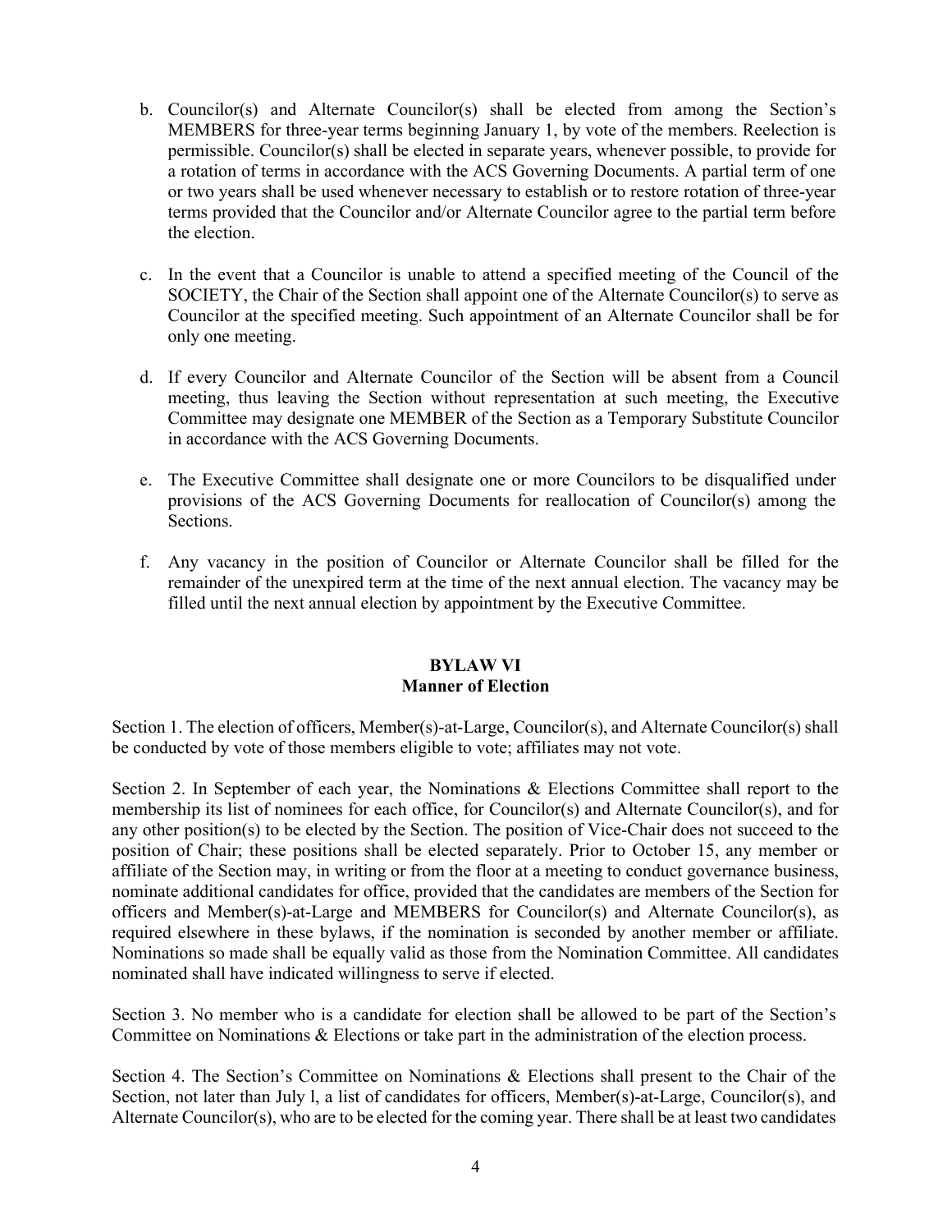b. Councilor(s) and Alternate Councilor(s) shall be elected from among the Section's MEMBERS for three-year terms beginning January 1, by vote of the members. Reelection is permissible. Councilor(s) shall be elected in separate years, whenever possible, to provide for a rotation of terms in accordance with the ACS Governing Documents. A partial term of one or two years shall be used whenever necessary to establish or to restore rotation of three-year terms provided that the Councilor and/or Alternate Councilor agree to the partial term before the election.

c. In the event that a Councilor is unable to attend a specified meeting of the Council of the SOCIETY, the Chair of the Section shall appoint one of the Alternate Councilor(s) to serve as Councilor at the specified meeting. Such appointment of an Alternate Councilor shall be for only one meeting.

d. If every Councilor and Alternate Councilor of the Section will be absent from a Council meeting, thus leaving the Section without representation at such meeting, the Executive Committee may designate one MEMBER of the Section as a Temporary Substitute Councilor in accordance with the ACS Governing Documents.

e. The Executive Committee shall designate one or more Councilors to be disqualified under provisions of the ACS Governing Documents for reallocation of Councilor(s) among the Sections.

f. Any vacancy in the position of Councilor or Alternate Councilor shall be filled for the remainder of the unexpired term at the time of the next annual election. The vacancy may be filled until the next annual election by appointment by the Executive Committee.

## BYLAW VI
## Manner of Election

Section 1. The election of officers, Member(s)-at-Large, Councilor(s), and Alternate Councilor(s) shall be conducted by vote of those members eligible to vote; affiliates may not vote.

Section 2. In September of each year, the Nominations & Elections Committee shall report to the membership its list of nominees for each office, for Councilor(s) and Alternate Councilor(s), and for any other position(s) to be elected by the Section. The position of Vice-Chair does not succeed to the position of Chair; these positions shall be elected separately. Prior to October 15, any member or affiliate of the Section may, in writing or from the floor at a meeting to conduct governance business, nominate additional candidates for office, provided that the candidates are members of the Section for officers and Member(s)-at-Large and MEMBERS for Councilor(s) and Alternate Councilor(s), as required elsewhere in these bylaws, if the nomination is seconded by another member or affiliate. Nominations so made shall be equally valid as those from the Nomination Committee. All candidates nominated shall have indicated willingness to serve if elected.

Section 3. No member who is a candidate for election shall be allowed to be part of the Section's Committee on Nominations & Elections or take part in the administration of the election process.

Section 4. The Section's Committee on Nominations & Elections shall present to the Chair of the Section, not later than July l, a list of candidates for officers, Member(s)-at-Large, Councilor(s), and Alternate Councilor(s), who are to be elected for the coming year. There shall be at least two candidates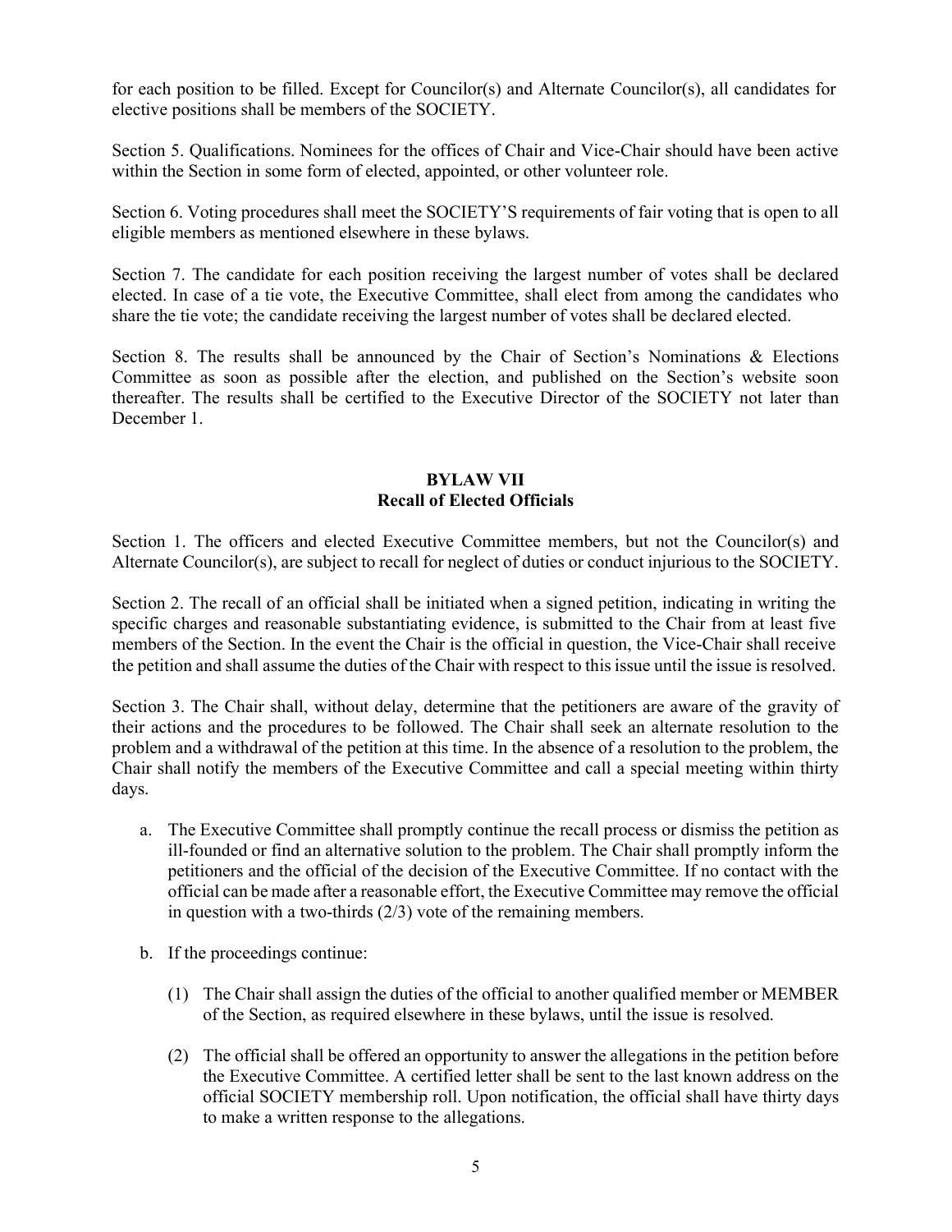for each position to be filled. Except for Councilor(s) and Alternate Councilor(s), all candidates for elective positions shall be members of the SOCIETY.

Section 5. Qualifications. Nominees for the offices of Chair and Vice-Chair should have been active within the Section in some form of elected, appointed, or other volunteer role.

Section 6. Voting procedures shall meet the SOCIETY'S requirements of fair voting that is open to all eligible members as mentioned elsewhere in these bylaws.

Section 7. The candidate for each position receiving the largest number of votes shall be declared elected. In case of a tie vote, the Executive Committee, shall elect from among the candidates who share the tie vote; the candidate receiving the largest number of votes shall be declared elected.

Section 8. The results shall be announced by the Chair of Section's Nominations & Elections Committee as soon as possible after the election, and published on the Section's website soon thereafter. The results shall be certified to the Executive Director of the SOCIETY not later than December 1.

## BYLAW VII
## Recall of Elected Officials

Section 1. The officers and elected Executive Committee members, but not the Councilor(s) and Alternate Councilor(s), are subject to recall for neglect of duties or conduct injurious to the SOCIETY.

Section 2. The recall of an official shall be initiated when a signed petition, indicating in writing the specific charges and reasonable substantiating evidence, is submitted to the Chair from at least five members of the Section. In the event the Chair is the official in question, the Vice-Chair shall receive the petition and shall assume the duties of the Chair with respect to this issue until the issue is resolved.

Section 3. The Chair shall, without delay, determine that the petitioners are aware of the gravity of their actions and the procedures to be followed. The Chair shall seek an alternate resolution to the problem and a withdrawal of the petition at this time. In the absence of a resolution to the problem, the Chair shall notify the members of the Executive Committee and call a special meeting within thirty days.

a. The Executive Committee shall promptly continue the recall process or dismiss the petition as ill-founded or find an alternative solution to the problem. The Chair shall promptly inform the petitioners and the official of the decision of the Executive Committee. If no contact with the official can be made after a reasonable effort, the Executive Committee may remove the official in question with a two-thirds (2/3) vote of the remaining members.

b. If the proceedings continue:

   (1) The Chair shall assign the duties of the official to another qualified member or MEMBER of the Section, as required elsewhere in these bylaws, until the issue is resolved.

   (2) The official shall be offered an opportunity to answer the allegations in the petition before the Executive Committee. A certified letter shall be sent to the last known address on the official SOCIETY membership roll. Upon notification, the official shall have thirty days to make a written response to the allegations.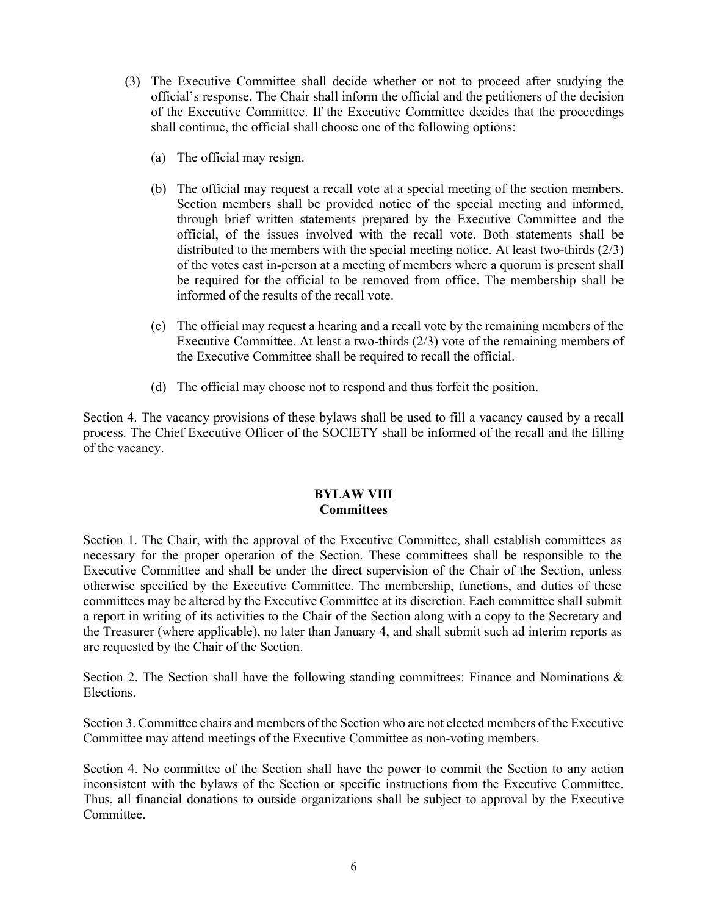(3) The Executive Committee shall decide whether or not to proceed after studying the official's response. The Chair shall inform the official and the petitioners of the decision of the Executive Committee. If the Executive Committee decides that the proceedings shall continue, the official shall choose one of the following options:

   (a) The official may resign.

   (b) The official may request a recall vote at a special meeting of the section members. Section members shall be provided notice of the special meeting and informed, through brief written statements prepared by the Executive Committee and the official, of the issues involved with the recall vote. Both statements shall be distributed to the members with the special meeting notice. At least two-thirds (2/3) of the votes cast in-person at a meeting of members where a quorum is present shall be required for the official to be removed from office. The membership shall be informed of the results of the recall vote.

   (c) The official may request a hearing and a recall vote by the remaining members of the Executive Committee. At least a two-thirds (2/3) vote of the remaining members of the Executive Committee shall be required to recall the official.

   (d) The official may choose not to respond and thus forfeit the position.

Section 4. The vacancy provisions of these bylaws shall be used to fill a vacancy caused by a recall process. The Chief Executive Officer of the SOCIETY shall be informed of the recall and the filling of the vacancy.

## BYLAW VIII
## Committees

Section 1. The Chair, with the approval of the Executive Committee, shall establish committees as necessary for the proper operation of the Section. These committees shall be responsible to the Executive Committee and shall be under the direct supervision of the Chair of the Section, unless otherwise specified by the Executive Committee. The membership, functions, and duties of these committees may be altered by the Executive Committee at its discretion. Each committee shall submit a report in writing of its activities to the Chair of the Section along with a copy to the Secretary and the Treasurer (where applicable), no later than January 4, and shall submit such ad interim reports as are requested by the Chair of the Section.

Section 2. The Section shall have the following standing committees: Finance and Nominations & Elections.

Section 3. Committee chairs and members of the Section who are not elected members of the Executive Committee may attend meetings of the Executive Committee as non-voting members.

Section 4. No committee of the Section shall have the power to commit the Section to any action inconsistent with the bylaws of the Section or specific instructions from the Executive Committee. Thus, all financial donations to outside organizations shall be subject to approval by the Executive Committee.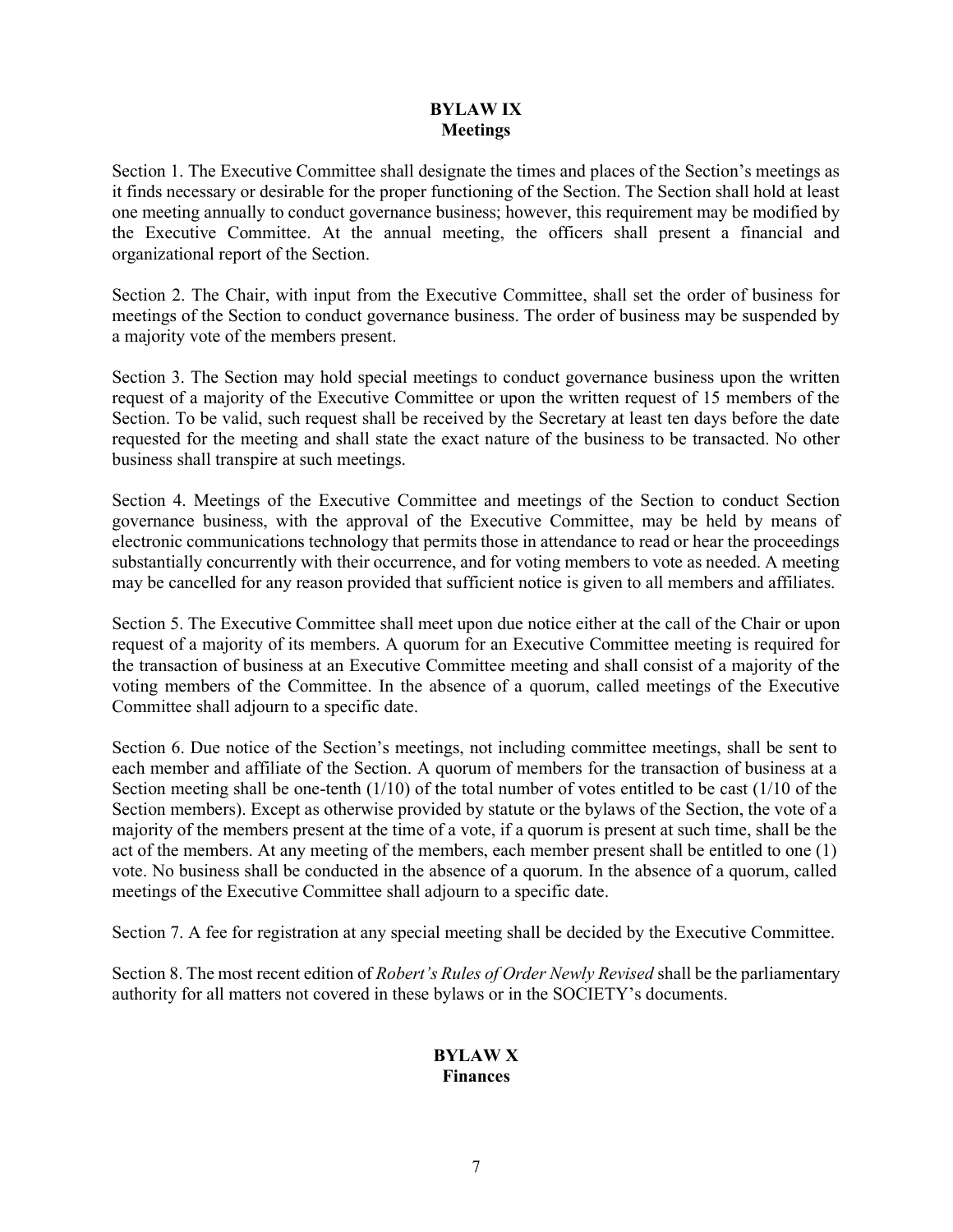## BYLAW IX
## Meetings

Section 1. The Executive Committee shall designate the times and places of the Section's meetings as it finds necessary or desirable for the proper functioning of the Section. The Section shall hold at least one meeting annually to conduct governance business; however, this requirement may be modified by the Executive Committee. At the annual meeting, the officers shall present a financial and organizational report of the Section.

Section 2. The Chair, with input from the Executive Committee, shall set the order of business for meetings of the Section to conduct governance business. The order of business may be suspended by a majority vote of the members present.

Section 3. The Section may hold special meetings to conduct governance business upon the written request of a majority of the Executive Committee or upon the written request of 15 members of the Section. To be valid, such request shall be received by the Secretary at least ten days before the date requested for the meeting and shall state the exact nature of the business to be transacted. No other business shall transpire at such meetings.

Section 4. Meetings of the Executive Committee and meetings of the Section to conduct Section governance business, with the approval of the Executive Committee, may be held by means of electronic communications technology that permits those in attendance to read or hear the proceedings substantially concurrently with their occurrence, and for voting members to vote as needed. A meeting may be cancelled for any reason provided that sufficient notice is given to all members and affiliates.

Section 5. The Executive Committee shall meet upon due notice either at the call of the Chair or upon request of a majority of its members. A quorum for an Executive Committee meeting is required for the transaction of business at an Executive Committee meeting and shall consist of a majority of the voting members of the Committee. In the absence of a quorum, called meetings of the Executive Committee shall adjourn to a specific date.

Section 6. Due notice of the Section's meetings, not including committee meetings, shall be sent to each member and affiliate of the Section. A quorum of members for the transaction of business at a Section meeting shall be one-tenth (1/10) of the total number of votes entitled to be cast (1/10 of the Section members). Except as otherwise provided by statute or the bylaws of the Section, the vote of a majority of the members present at the time of a vote, if a quorum is present at such time, shall be the act of the members. At any meeting of the members, each member present shall be entitled to one (1) vote. No business shall be conducted in the absence of a quorum. In the absence of a quorum, called meetings of the Executive Committee shall adjourn to a specific date.

Section 7. A fee for registration at any special meeting shall be decided by the Executive Committee.

Section 8. The most recent edition of *Robert's Rules of Order Newly Revised* shall be the parliamentary authority for all matters not covered in these bylaws or in the SOCIETY's documents.

## BYLAW X
## Finances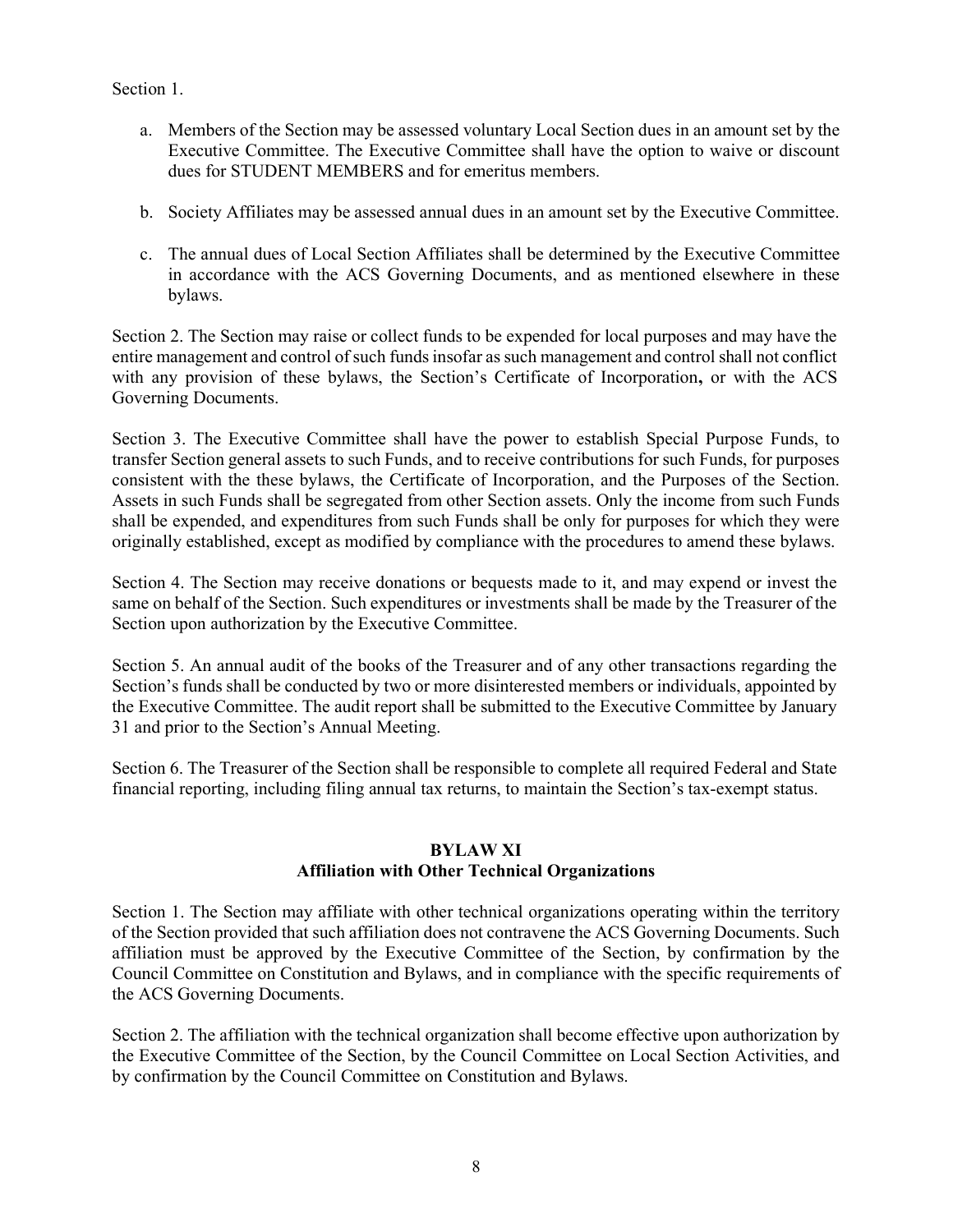Section 1.

a. Members of the Section may be assessed voluntary Local Section dues in an amount set by the Executive Committee. The Executive Committee shall have the option to waive or discount dues for STUDENT MEMBERS and for emeritus members.

b. Society Affiliates may be assessed annual dues in an amount set by the Executive Committee.

c. The annual dues of Local Section Affiliates shall be determined by the Executive Committee in accordance with the ACS Governing Documents, and as mentioned elsewhere in these bylaws.

Section 2. The Section may raise or collect funds to be expended for local purposes and may have the entire management and control of such funds insofar as such management and control shall not conflict with any provision of these bylaws, the Section's Certificate of Incorporation**,** or with the ACS Governing Documents.

Section 3. The Executive Committee shall have the power to establish Special Purpose Funds, to transfer Section general assets to such Funds, and to receive contributions for such Funds, for purposes consistent with the these bylaws, the Certificate of Incorporation, and the Purposes of the Section. Assets in such Funds shall be segregated from other Section assets. Only the income from such Funds shall be expended, and expenditures from such Funds shall be only for purposes for which they were originally established, except as modified by compliance with the procedures to amend these bylaws.

Section 4. The Section may receive donations or bequests made to it, and may expend or invest the same on behalf of the Section. Such expenditures or investments shall be made by the Treasurer of the Section upon authorization by the Executive Committee.

Section 5. An annual audit of the books of the Treasurer and of any other transactions regarding the Section's funds shall be conducted by two or more disinterested members or individuals, appointed by the Executive Committee. The audit report shall be submitted to the Executive Committee by January 31 and prior to the Section's Annual Meeting.

Section 6. The Treasurer of the Section shall be responsible to complete all required Federal and State financial reporting, including filing annual tax returns, to maintain the Section's tax-exempt status.

## BYLAW XI
## Affiliation with Other Technical Organizations

Section 1. The Section may affiliate with other technical organizations operating within the territory of the Section provided that such affiliation does not contravene the ACS Governing Documents. Such affiliation must be approved by the Executive Committee of the Section, by confirmation by the Council Committee on Constitution and Bylaws, and in compliance with the specific requirements of the ACS Governing Documents.

Section 2. The affiliation with the technical organization shall become effective upon authorization by the Executive Committee of the Section, by the Council Committee on Local Section Activities, and by confirmation by the Council Committee on Constitution and Bylaws.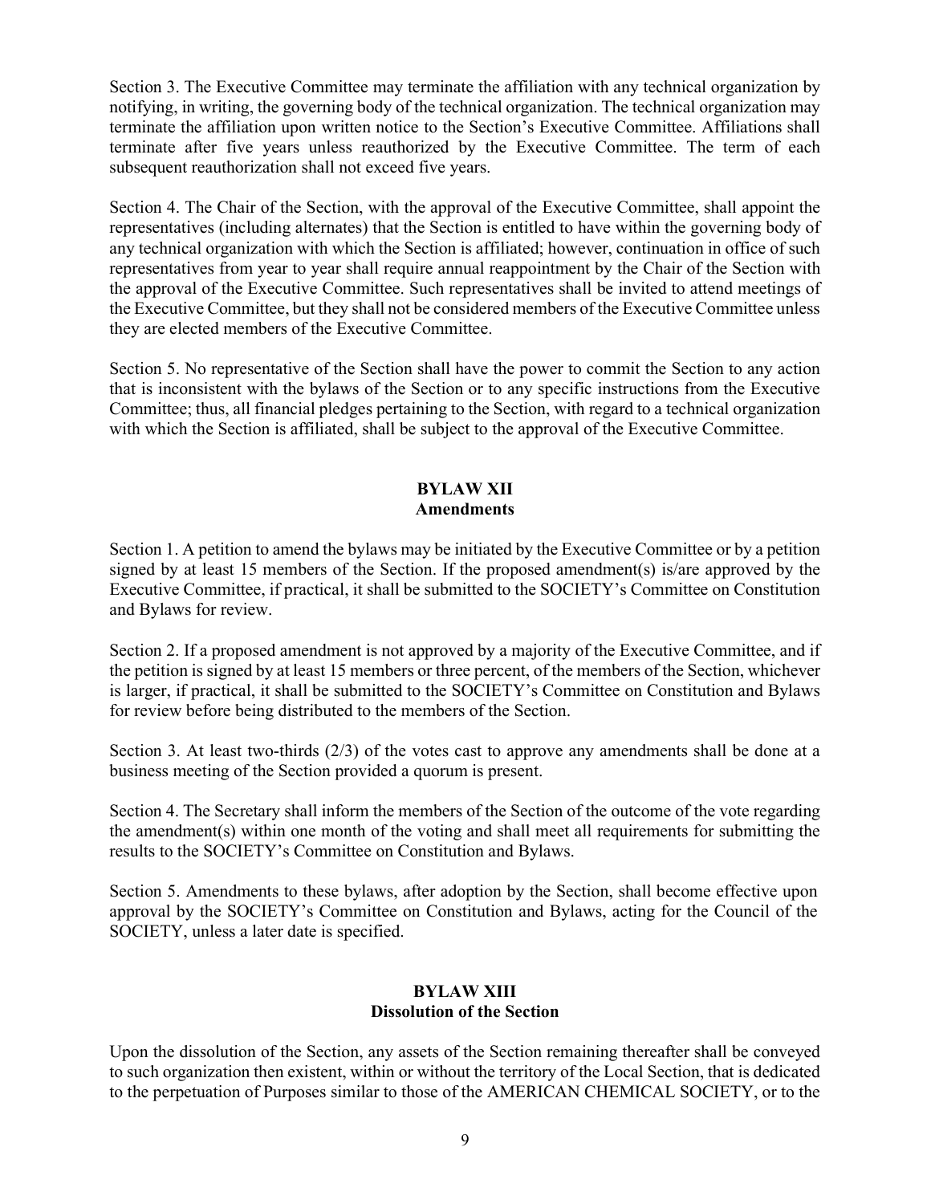Section 3. The Executive Committee may terminate the affiliation with any technical organization by notifying, in writing, the governing body of the technical organization. The technical organization may terminate the affiliation upon written notice to the Section's Executive Committee. Affiliations shall terminate after five years unless reauthorized by the Executive Committee. The term of each subsequent reauthorization shall not exceed five years.

Section 4. The Chair of the Section, with the approval of the Executive Committee, shall appoint the representatives (including alternates) that the Section is entitled to have within the governing body of any technical organization with which the Section is affiliated; however, continuation in office of such representatives from year to year shall require annual reappointment by the Chair of the Section with the approval of the Executive Committee. Such representatives shall be invited to attend meetings of the Executive Committee, but they shall not be considered members of the Executive Committee unless they are elected members of the Executive Committee.

Section 5. No representative of the Section shall have the power to commit the Section to any action that is inconsistent with the bylaws of the Section or to any specific instructions from the Executive Committee; thus, all financial pledges pertaining to the Section, with regard to a technical organization with which the Section is affiliated, shall be subject to the approval of the Executive Committee.

## BYLAW XII
## Amendments

Section 1. A petition to amend the bylaws may be initiated by the Executive Committee or by a petition signed by at least 15 members of the Section. If the proposed amendment(s) is/are approved by the Executive Committee, if practical, it shall be submitted to the SOCIETY's Committee on Constitution and Bylaws for review.

Section 2. If a proposed amendment is not approved by a majority of the Executive Committee, and if the petition is signed by at least 15 members or three percent, of the members of the Section, whichever is larger, if practical, it shall be submitted to the SOCIETY's Committee on Constitution and Bylaws for review before being distributed to the members of the Section.

Section 3. At least two-thirds (2/3) of the votes cast to approve any amendments shall be done at a business meeting of the Section provided a quorum is present.

Section 4. The Secretary shall inform the members of the Section of the outcome of the vote regarding the amendment(s) within one month of the voting and shall meet all requirements for submitting the results to the SOCIETY's Committee on Constitution and Bylaws.

Section 5. Amendments to these bylaws, after adoption by the Section, shall become effective upon approval by the SOCIETY's Committee on Constitution and Bylaws, acting for the Council of the SOCIETY, unless a later date is specified.

## BYLAW XIII
## Dissolution of the Section

Upon the dissolution of the Section, any assets of the Section remaining thereafter shall be conveyed to such organization then existent, within or without the territory of the Local Section, that is dedicated to the perpetuation of Purposes similar to those of the AMERICAN CHEMICAL SOCIETY, or to the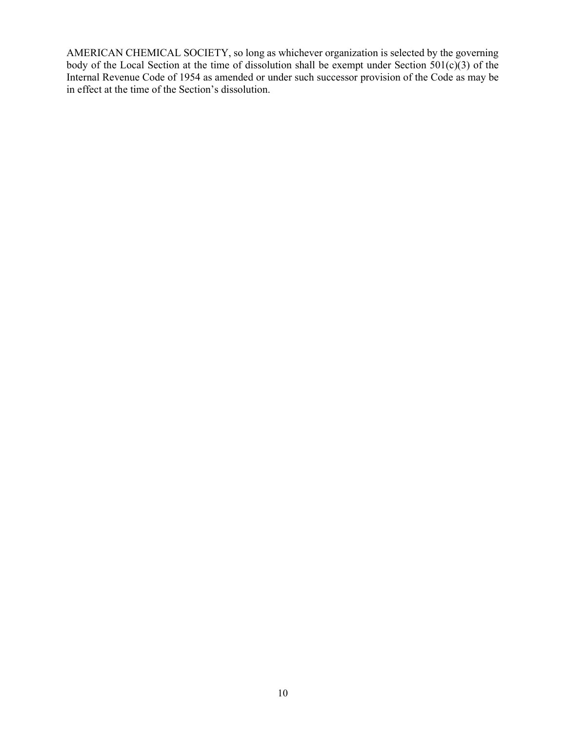AMERICAN CHEMICAL SOCIETY, so long as whichever organization is selected by the governing body of the Local Section at the time of dissolution shall be exempt under Section 501(c)(3) of the Internal Revenue Code of 1954 as amended or under such successor provision of the Code as may be in effect at the time of the Section's dissolution.